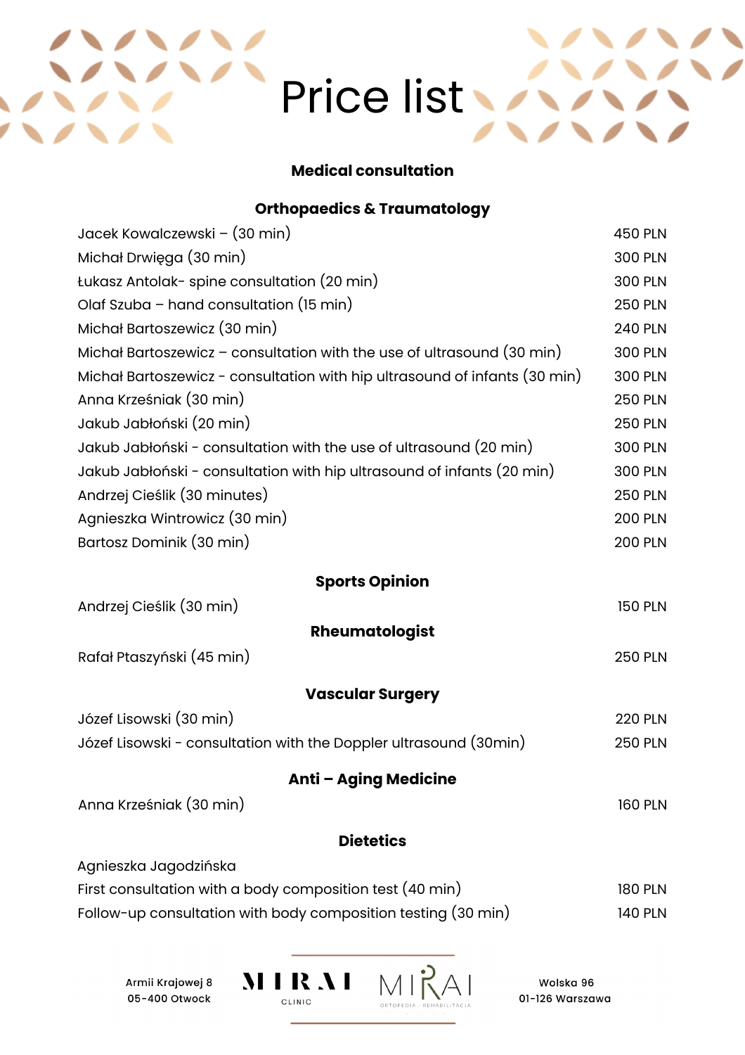# Price list

## Medical consultation

### Orthopaedics & Traumatology

| Service | Price |
|---|---|
| Jacek Kowalczewski – (30 min) | 450 PLN |
| Michał Drwięga (30 min) | 300 PLN |
| Łukasz Antolak- spine consultation (20 min) | 300 PLN |
| Olaf Szuba – hand consultation (15 min) | 250 PLN |
| Michał Bartoszewicz (30 min) | 240 PLN |
| Michał Bartoszewicz – consultation with the use of ultrasound (30 min) | 300 PLN |
| Michał Bartoszewicz - consultation with hip ultrasound of infants (30 min) | 300 PLN |
| Anna Krześniak (30 min) | 250 PLN |
| Jakub Jabłoński (20 min) | 250 PLN |
| Jakub Jabłoński - consultation with the use of ultrasound (20 min) | 300 PLN |
| Jakub Jabłoński - consultation with hip ultrasound of infants (20 min) | 300 PLN |
| Andrzej Cieślik (30 minutes) | 250 PLN |
| Agnieszka Wintrowicz (30 min) | 200 PLN |
| Bartosz Dominik (30 min) | 200 PLN |

### Sports Opinion

| Service | Price |
|---|---|
| Andrzej Cieślik (30 min) | 150 PLN |

### Rheumatologist

| Service | Price |
|---|---|
| Rafał Ptaszyński (45 min) | 250 PLN |

### Vascular Surgery

| Service | Price |
|---|---|
| Józef Lisowski (30 min) | 220 PLN |
| Józef Lisowski - consultation with the Doppler ultrasound (30min) | 250 PLN |

### Anti – Aging Medicine

| Service | Price |
|---|---|
| Anna Krześniak (30 min) | 160 PLN |

### Dietetics

Agnieszka Jagodzińska

| Service | Price |
|---|---|
| First consultation with a body composition test (40 min) | 180 PLN |
| Follow-up consultation with body composition testing (30 min) | 140 PLN |

Armii Krajowej 8
05-400 Otwock

MIRAI CLINIC | MIRAI ORTOPEDIA · REHABILITACJA

Wolska 96
01-126 Warszawa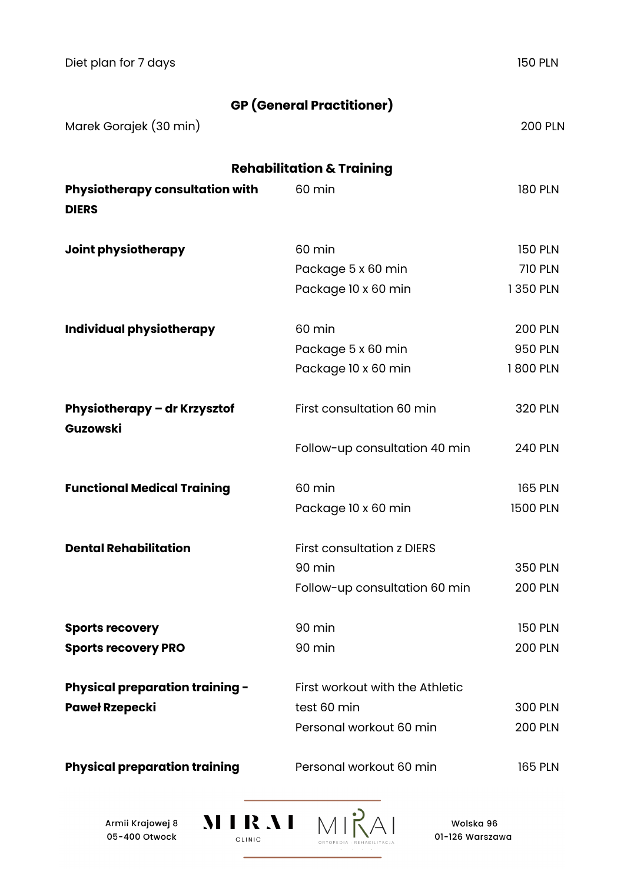| | |
|---|---|
| Diet plan for 7 days | 150 PLN |

## GP (General Practitioner)

| | |
|---|---|
| Marek Gorajek (30 min) | 200 PLN |

## Rehabilitation & Training

| Service | Details | Price |
|---|---|---|
| **Physiotherapy consultation with DIERS** | 60 min | 180 PLN |
| **Joint physiotherapy** | 60 min | 150 PLN |
| | Package 5 x 60 min | 710 PLN |
| | Package 10 x 60 min | 1 350 PLN |
| **Individual physiotherapy** | 60 min | 200 PLN |
| | Package 5 x 60 min | 950 PLN |
| | Package 10 x 60 min | 1 800 PLN |
| **Physiotherapy – dr Krzysztof Guzowski** | First consultation 60 min | 320 PLN |
| | Follow-up consultation 40 min | 240 PLN |
| **Functional Medical Training** | 60 min | 165 PLN |
| | Package 10 x 60 min | 1500 PLN |
| **Dental Rehabilitation** | First consultation z DIERS 90 min | 350 PLN |
| | Follow-up consultation 60 min | 200 PLN |
| **Sports recovery** | 90 min | 150 PLN |
| **Sports recovery PRO** | 90 min | 200 PLN |
| **Physical preparation training - Paweł Rzepecki** | First workout with the Athletic test 60 min | 300 PLN |
| | Personal workout 60 min | 200 PLN |
| **Physical preparation training** | Personal workout 60 min | 165 PLN |

Armii Krajowej 8
05-400 Otwock

MIRAI CLINIC

MIRAI ORTOPEDIA · REHABILITACJA

Wolska 96
01-126 Warszawa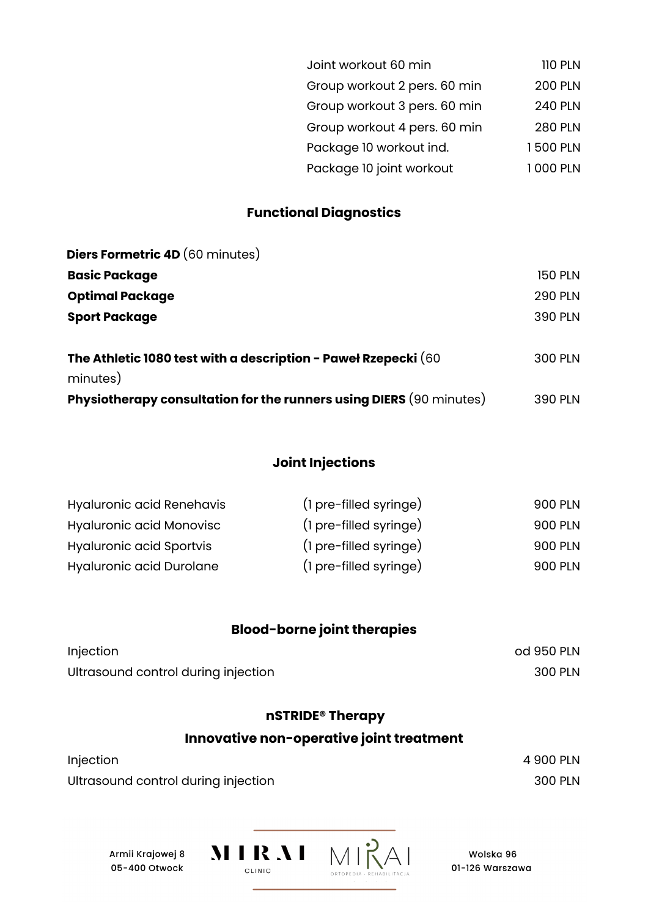| | |
|---|---|
| Joint workout 60 min | 110 PLN |
| Group workout 2 pers. 60 min | 200 PLN |
| Group workout 3 pers. 60 min | 240 PLN |
| Group workout 4 pers. 60 min | 280 PLN |
| Package 10 workout ind. | 1 500 PLN |
| Package 10 joint workout | 1 000 PLN |

## Functional Diagnostics

**Diers Formetric 4D** (60 minutes)

| | |
|---|---|
| **Basic Package** | 150 PLN |
| **Optimal Package** | 290 PLN |
| **Sport Package** | 390 PLN |

| | |
|---|---|
| **The Athletic 1080 test with a description - Paweł Rzepecki** (60 minutes) | 300 PLN |
| **Physiotherapy consultation for the runners using DIERS** (90 minutes) | 390 PLN |

## Joint Injections

| | | |
|---|---|---|
| Hyaluronic acid Renehavis | (1 pre-filled syringe) | 900 PLN |
| Hyaluronic acid Monovisc | (1 pre-filled syringe) | 900 PLN |
| Hyaluronic acid Sportvis | (1 pre-filled syringe) | 900 PLN |
| Hyaluronic acid Durolane | (1 pre-filled syringe) | 900 PLN |

## Blood-borne joint therapies

| | |
|---|---|
| Injection | od 950 PLN |
| Ultrasound control during injection | 300 PLN |

## nSTRIDE® Therapy

## Innovative non-operative joint treatment

| | |
|---|---|
| Injection | 4 900 PLN |
| Ultrasound control during injection | 300 PLN |

Armii Krajowej 8
05-400 Otwock

MIRAI CLINIC

MIRAI ORTOPEDIA · REHABILITACJA

Wolska 96
01-126 Warszawa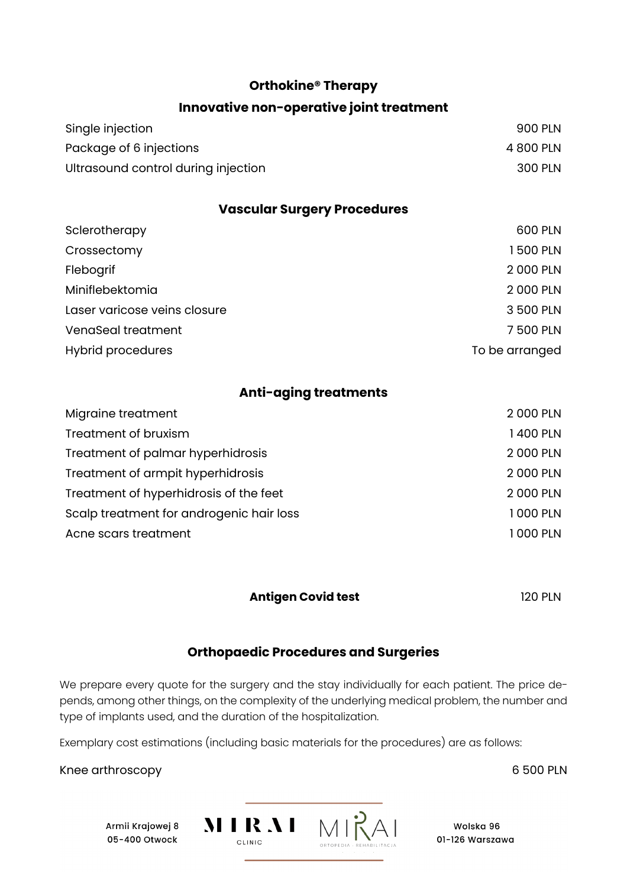## Orthokine® Therapy

### Innovative non-operative joint treatment

| | |
|---|---|
| Single injection | 900 PLN |
| Package of 6 injections | 4 800 PLN |
| Ultrasound control during injection | 300 PLN |

## Vascular Surgery Procedures

| | |
|---|---|
| Sclerotherapy | 600 PLN |
| Crossectomy | 1 500 PLN |
| Flebogrif | 2 000 PLN |
| Miniflebektomia | 2 000 PLN |
| Laser varicose veins closure | 3 500 PLN |
| VenaSeal treatment | 7 500 PLN |
| Hybrid procedures | To be arranged |

## Anti-aging treatments

| | |
|---|---|
| Migraine treatment | 2 000 PLN |
| Treatment of bruxism | 1 400 PLN |
| Treatment of palmar hyperhidrosis | 2 000 PLN |
| Treatment of armpit hyperhidrosis | 2 000 PLN |
| Treatment of hyperhidrosis of the feet | 2 000 PLN |
| Scalp treatment for androgenic hair loss | 1 000 PLN |
| Acne scars treatment | 1 000 PLN |

**Antigen Covid test** 120 PLN

## Orthopaedic Procedures and Surgeries

We prepare every quote for the surgery and the stay individually for each patient. The price depends, among other things, on the complexity of the underlying medical problem, the number and type of implants used, and the duration of the hospitalization.

Exemplary cost estimations (including basic materials for the procedures) are as follows:

| | |
|---|---|
| Knee arthroscopy | 6 500 PLN |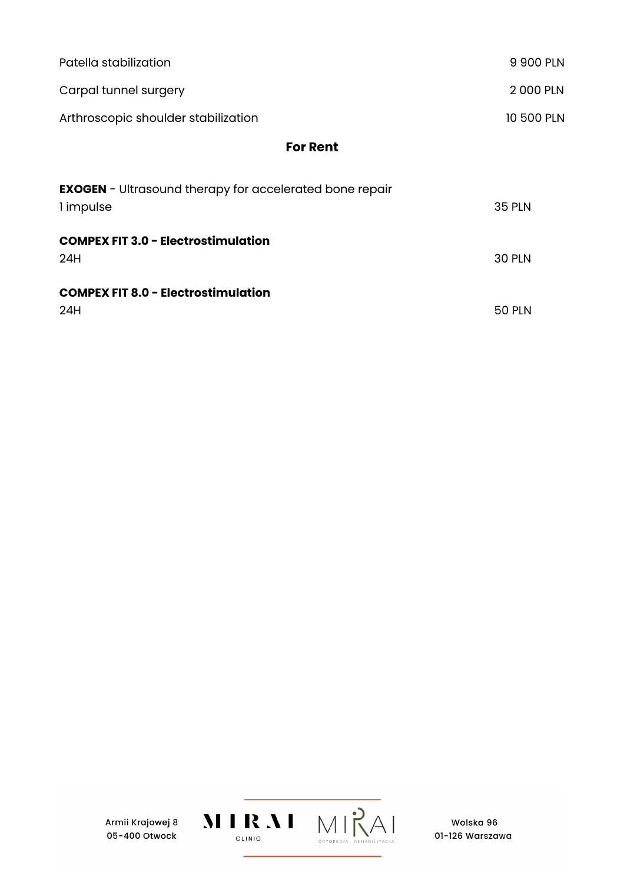| | |
|---|---|
| Patella stabilization | 9 900 PLN |
| Carpal tunnel surgery | 2 000 PLN |
| Arthroscopic shoulder stabilization | 10 500 PLN |

## For Rent

**EXOGEN** - Ultrasound therapy for accelerated bone repair

| | |
|---|---|
| 1 impulse | 35 PLN |

**COMPEX FIT 3.0 - Electrostimulation**

| | |
|---|---|
| 24H | 30 PLN |

**COMPEX FIT 8.0 - Electrostimulation**

| | |
|---|---|
| 24H | 50 PLN |

Armii Krajowej 8
05-400 Otwock

MIRAI CLINIC

MIRAI ORTOPEDIA · REHABILITACJA

Wolska 96
01-126 Warszawa